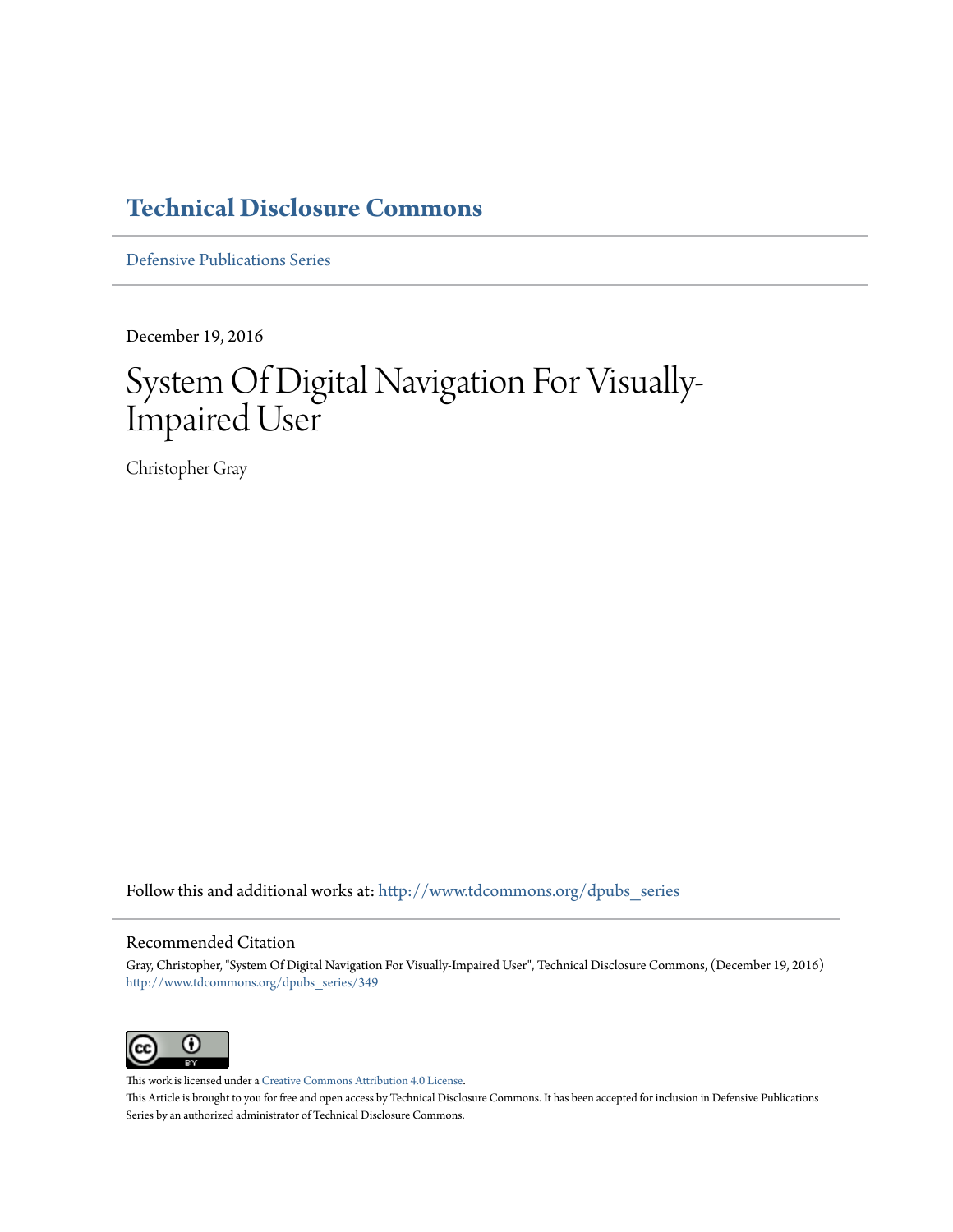# Technical Disclosure Commons

Defensive Publications Series

December 19, 2016

# System Of Digital Navigation For Visually-Impaired User

Christopher Gray

Follow this and additional works at: http://www.tdcommons.org/dpubs_series

## Recommended Citation

Gray, Christopher, "System Of Digital Navigation For Visually-Impaired User", Technical Disclosure Commons, (December 19, 2016)
http://www.tdcommons.org/dpubs_series/349

This work is licensed under a Creative Commons Attribution 4.0 License.

This Article is brought to you for free and open access by Technical Disclosure Commons. It has been accepted for inclusion in Defensive Publications Series by an authorized administrator of Technical Disclosure Commons.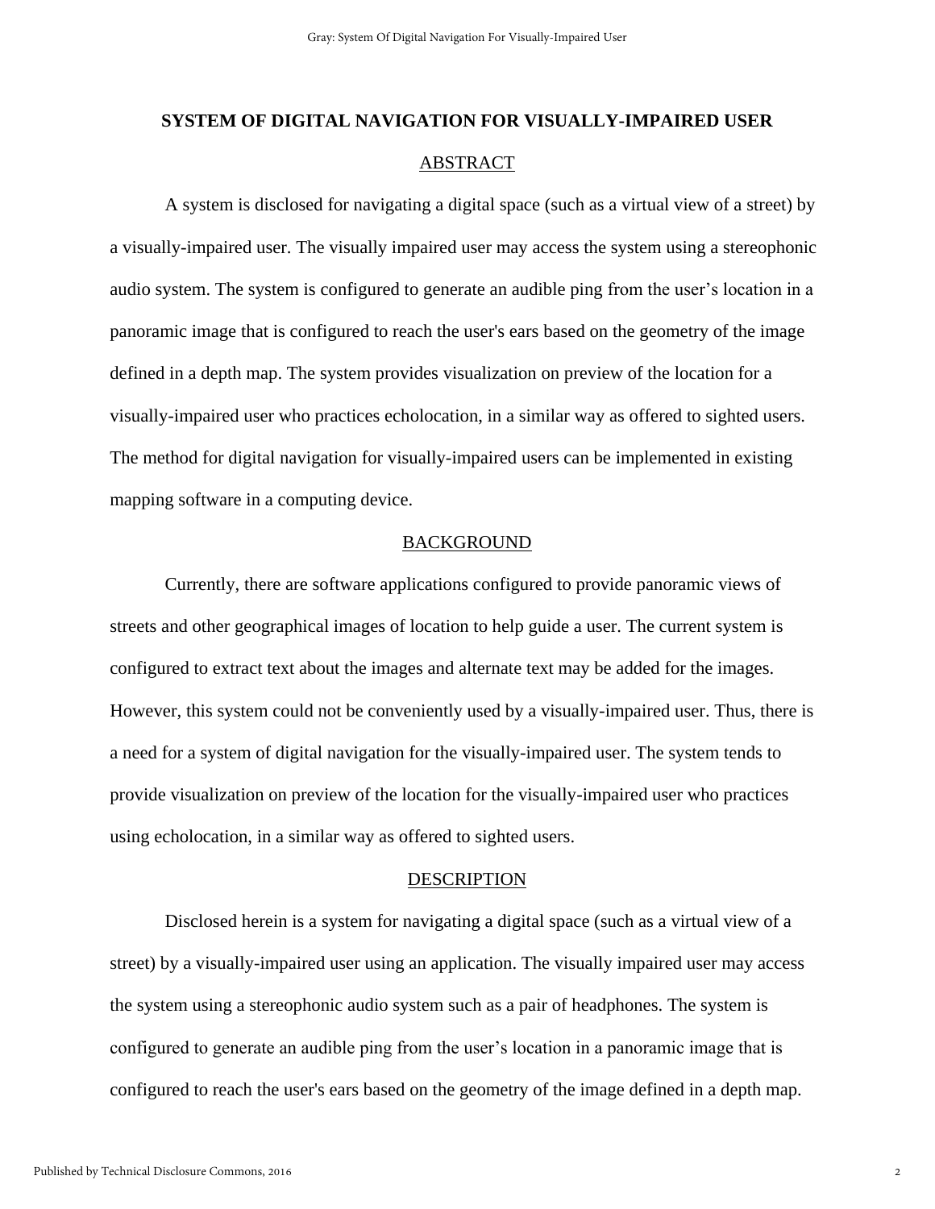# SYSTEM OF DIGITAL NAVIGATION FOR VISUALLY-IMPAIRED USER

## ABSTRACT

A system is disclosed for navigating a digital space (such as a virtual view of a street) by a visually-impaired user. The visually impaired user may access the system using a stereophonic audio system. The system is configured to generate an audible ping from the user's location in a panoramic image that is configured to reach the user's ears based on the geometry of the image defined in a depth map. The system provides visualization on preview of the location for a visually-impaired user who practices echolocation, in a similar way as offered to sighted users. The method for digital navigation for visually-impaired users can be implemented in existing mapping software in a computing device.

## BACKGROUND

Currently, there are software applications configured to provide panoramic views of streets and other geographical images of location to help guide a user. The current system is configured to extract text about the images and alternate text may be added for the images. However, this system could not be conveniently used by a visually-impaired user. Thus, there is a need for a system of digital navigation for the visually-impaired user. The system tends to provide visualization on preview of the location for the visually-impaired user who practices using echolocation, in a similar way as offered to sighted users.

## DESCRIPTION

Disclosed herein is a system for navigating a digital space (such as a virtual view of a street) by a visually-impaired user using an application. The visually impaired user may access the system using a stereophonic audio system such as a pair of headphones. The system is configured to generate an audible ping from the user's location in a panoramic image that is configured to reach the user's ears based on the geometry of the image defined in a depth map.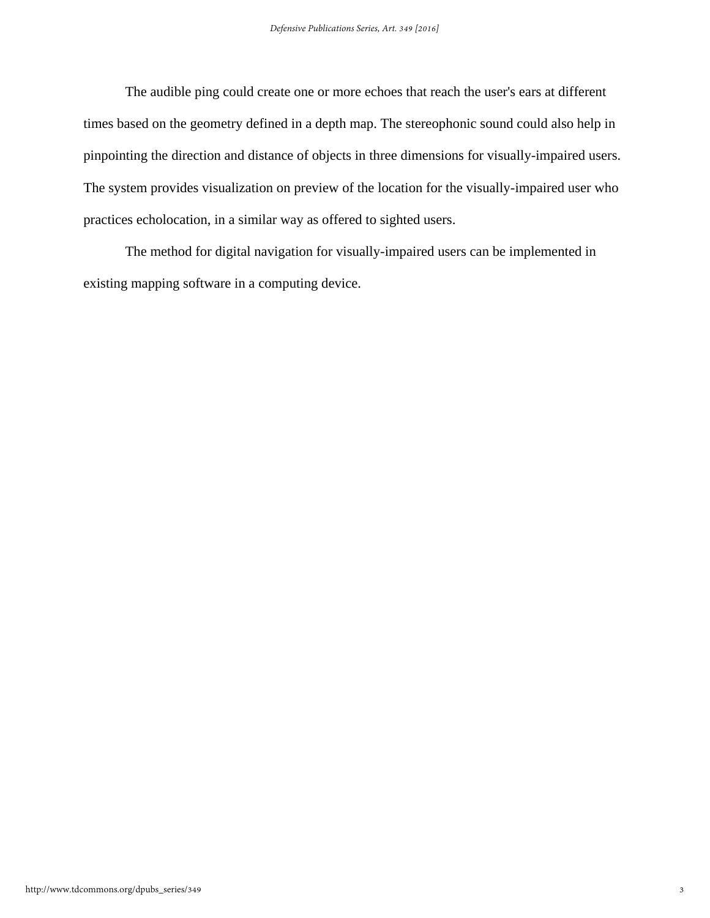The audible ping could create one or more echoes that reach the user's ears at different times based on the geometry defined in a depth map. The stereophonic sound could also help in pinpointing the direction and distance of objects in three dimensions for visually-impaired users. The system provides visualization on preview of the location for the visually-impaired user who practices echolocation, in a similar way as offered to sighted users.

The method for digital navigation for visually-impaired users can be implemented in existing mapping software in a computing device.